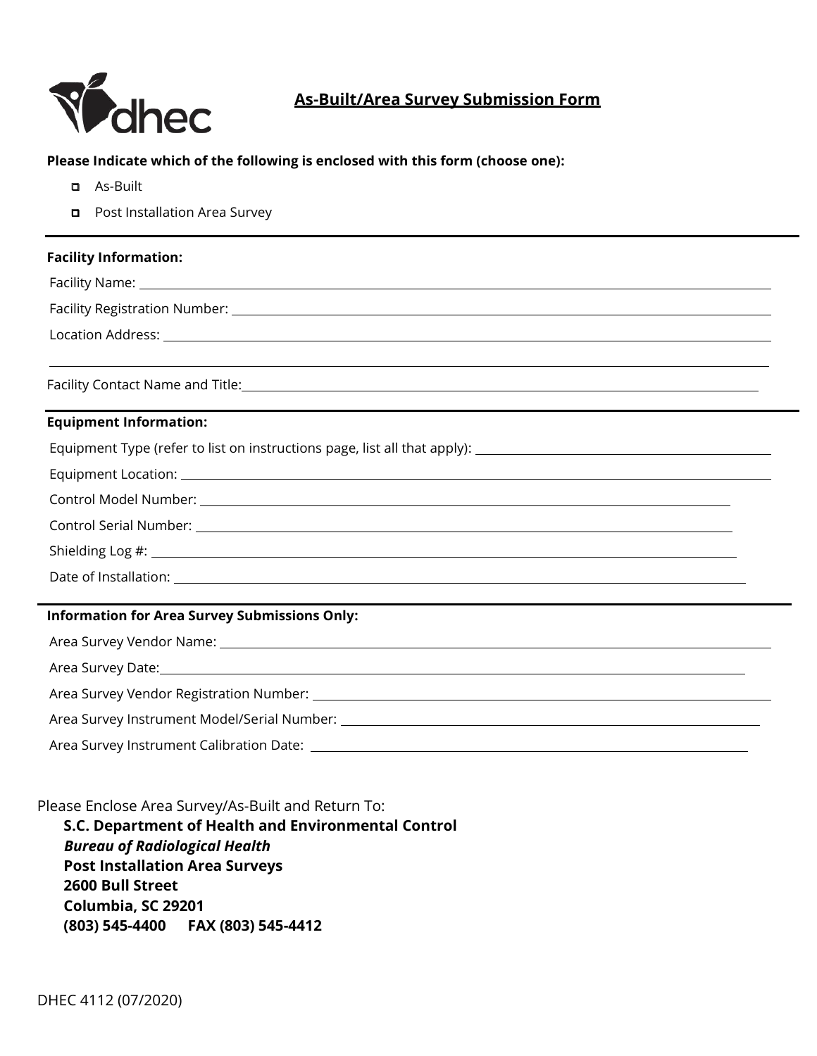# As-Built/Area Survey Submission Form

**Please Indicate which of the following is enclosed with this form (choose one):**

- ☐ As-Built
- ☐ Post Installation Area Survey

---

**Facility Information:**

Facility Name: ______________________________

Facility Registration Number: ______________________________

Location Address: ______________________________

______________________________

Facility Contact Name and Title: ______________________________

---

**Equipment Information:**

Equipment Type (refer to list on instructions page, list all that apply): ______________________________

Equipment Location: ______________________________

Control Model Number: ______________________________

Control Serial Number: ______________________________

Shielding Log #: ______________________________

Date of Installation: ______________________________

---

**Information for Area Survey Submissions Only:**

Area Survey Vendor Name: ______________________________

Area Survey Date: ______________________________

Area Survey Vendor Registration Number: ______________________________

Area Survey Instrument Model/Serial Number: ______________________________

Area Survey Instrument Calibration Date: ______________________________

Please Enclose Area Survey/As-Built and Return To:

**S.C. Department of Health and Environmental Control**
***Bureau of Radiological Health***
**Post Installation Area Surveys**
**2600 Bull Street**
**Columbia, SC 29201**
**(803) 545-4400 FAX (803) 545-4412**

DHEC 4112 (07/2020)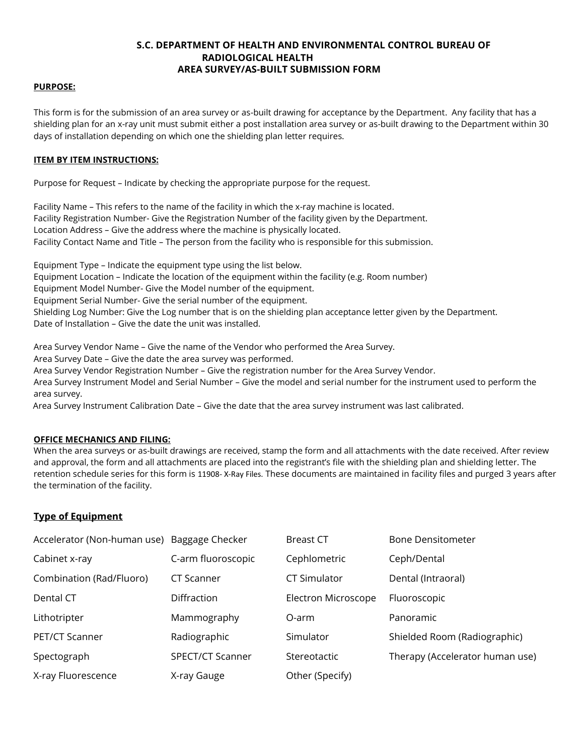# S.C. DEPARTMENT OF HEALTH AND ENVIRONMENTAL CONTROL BUREAU OF RADIOLOGICAL HEALTH
## AREA SURVEY/AS-BUILT SUBMISSION FORM

**PURPOSE:**

This form is for the submission of an area survey or as-built drawing for acceptance by the Department. Any facility that has a shielding plan for an x-ray unit must submit either a post installation area survey or as-built drawing to the Department within 30 days of installation depending on which one the shielding plan letter requires.

**ITEM BY ITEM INSTRUCTIONS:**

Purpose for Request – Indicate by checking the appropriate purpose for the request.

Facility Name – This refers to the name of the facility in which the x-ray machine is located.
Facility Registration Number- Give the Registration Number of the facility given by the Department.
Location Address – Give the address where the machine is physically located.
Facility Contact Name and Title – The person from the facility who is responsible for this submission.

Equipment Type – Indicate the equipment type using the list below.
Equipment Location – Indicate the location of the equipment within the facility (e.g. Room number)
Equipment Model Number- Give the Model number of the equipment.
Equipment Serial Number- Give the serial number of the equipment.
Shielding Log Number: Give the Log number that is on the shielding plan acceptance letter given by the Department.
Date of Installation – Give the date the unit was installed.

Area Survey Vendor Name – Give the name of the Vendor who performed the Area Survey.
Area Survey Date – Give the date the area survey was performed.
Area Survey Vendor Registration Number – Give the registration number for the Area Survey Vendor.
Area Survey Instrument Model and Serial Number – Give the model and serial number for the instrument used to perform the area survey.
Area Survey Instrument Calibration Date – Give the date that the area survey instrument was last calibrated.

**OFFICE MECHANICS AND FILING:**
When the area surveys or as-built drawings are received, stamp the form and all attachments with the date received. After review and approval, the form and all attachments are placed into the registrant's file with the shielding plan and shielding letter. The retention schedule series for this form is 11908- X-Ray Files. These documents are maintained in facility files and purged 3 years after the termination of the facility.

**Type of Equipment**

| | | | |
|---|---|---|---|
| Accelerator (Non-human use) | Baggage Checker | Breast CT | Bone Densitometer |
| Cabinet x-ray | C-arm fluoroscopic | Cephlometric | Ceph/Dental |
| Combination (Rad/Fluoro) | CT Scanner | CT Simulator | Dental (Intraoral) |
| Dental CT | Diffraction | Electron Microscope | Fluoroscopic |
| Lithotripter | Mammography | O-arm | Panoramic |
| PET/CT Scanner | Radiographic | Simulator | Shielded Room (Radiographic) |
| Spectograph | SPECT/CT Scanner | Stereotactic | Therapy (Accelerator human use) |
| X-ray Fluorescence | X-ray Gauge | Other (Specify) | |